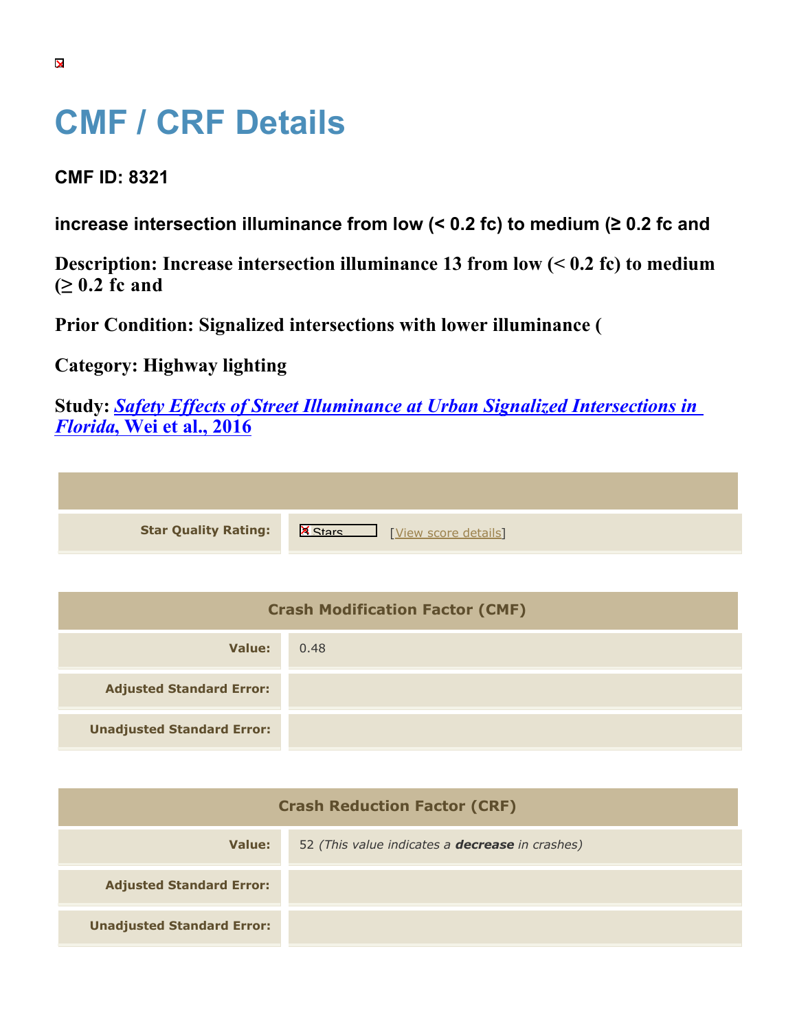# CMF / CRF Details

**CMF ID: 8321**

**increase intersection illuminance from low (< 0.2 fc) to medium (≥ 0.2 fc and**

**Description: Increase intersection illuminance 13 from low (< 0.2 fc) to medium (≥ 0.2 fc and**

**Prior Condition: Signalized intersections with lower illuminance (**

**Category: Highway lighting**

**Study:** ***Safety Effects of Street Illuminance at Urban Signalized Intersections in Florida*, Wei et al., 2016**

| | |
|---|---|
| **Star Quality Rating:** | Stars [View score details] |

| Crash Modification Factor (CMF) | |
|---|---|
| **Value:** | 0.48 |
| **Adjusted Standard Error:** | |
| **Unadjusted Standard Error:** | |

| Crash Reduction Factor (CRF) | |
|---|---|
| **Value:** | 52 *(This value indicates a **decrease** in crashes)* |
| **Adjusted Standard Error:** | |
| **Unadjusted Standard Error:** | |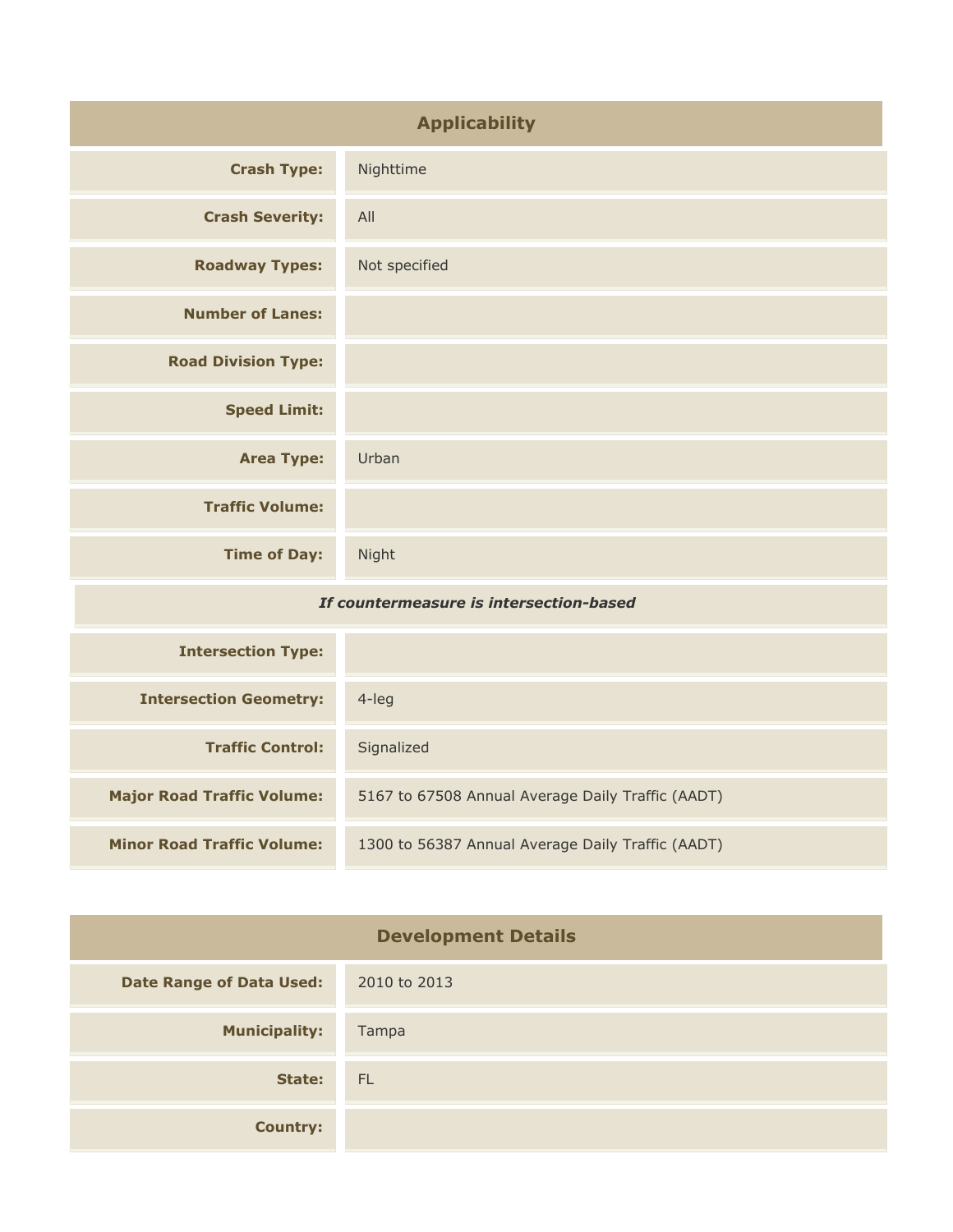| Applicability | |
|---|---|
| **Crash Type:** | Nighttime |
| **Crash Severity:** | All |
| **Roadway Types:** | Not specified |
| **Number of Lanes:** | |
| **Road Division Type:** | |
| **Speed Limit:** | |
| **Area Type:** | Urban |
| **Traffic Volume:** | |
| **Time of Day:** | Night |
| ***If countermeasure is intersection-based*** | |
| **Intersection Type:** | |
| **Intersection Geometry:** | 4-leg |
| **Traffic Control:** | Signalized |
| **Major Road Traffic Volume:** | 5167 to 67508 Annual Average Daily Traffic (AADT) |
| **Minor Road Traffic Volume:** | 1300 to 56387 Annual Average Daily Traffic (AADT) |

| Development Details | |
|---|---|
| **Date Range of Data Used:** | 2010 to 2013 |
| **Municipality:** | Tampa |
| **State:** | FL |
| **Country:** | |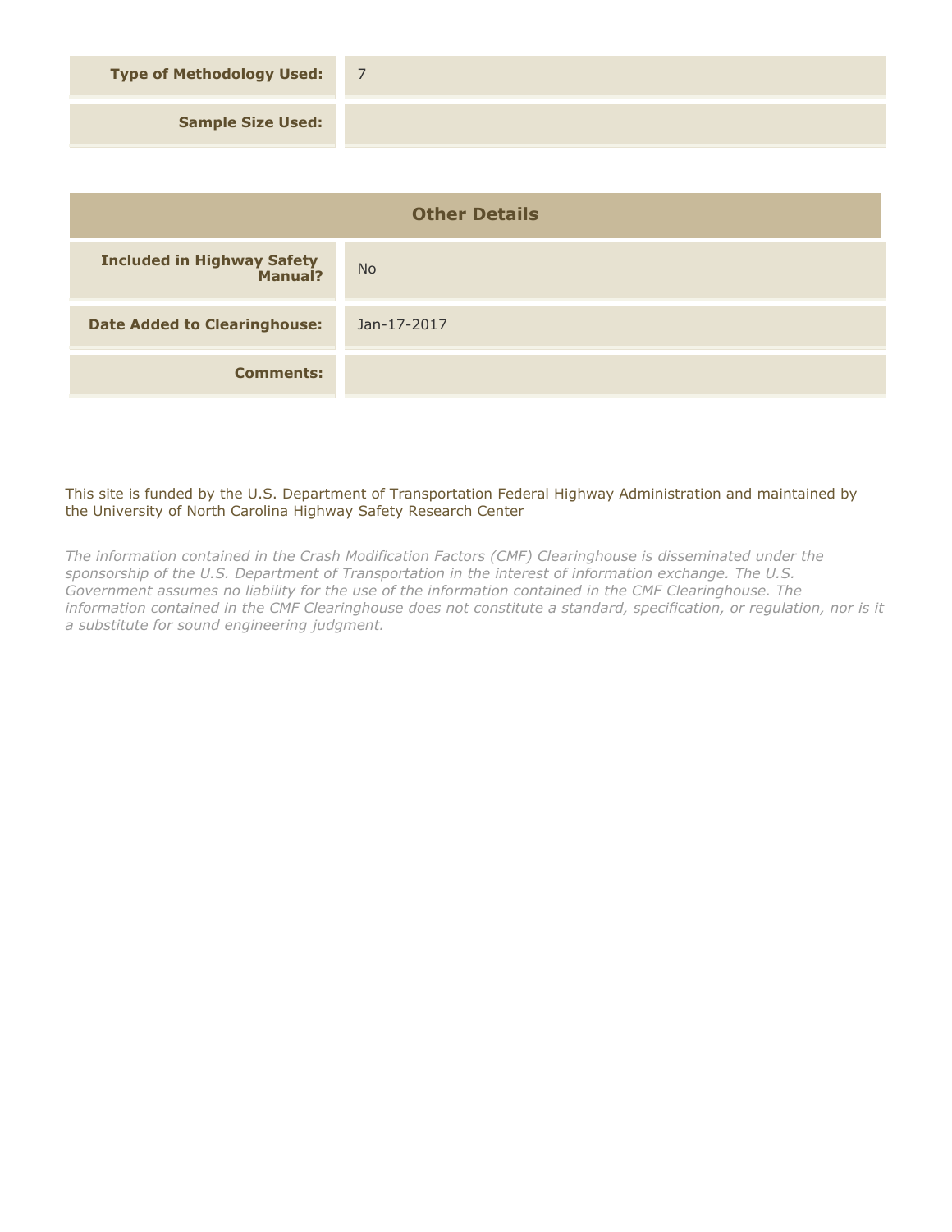| | |
|---|---|
| **Type of Methodology Used:** | 7 |
| **Sample Size Used:** | |

## Other Details

| | |
|---|---|
| **Included in Highway Safety Manual?** | No |
| **Date Added to Clearinghouse:** | Jan-17-2017 |
| **Comments:** | |

---

This site is funded by the U.S. Department of Transportation Federal Highway Administration and maintained by the University of North Carolina Highway Safety Research Center

*The information contained in the Crash Modification Factors (CMF) Clearinghouse is disseminated under the sponsorship of the U.S. Department of Transportation in the interest of information exchange. The U.S. Government assumes no liability for the use of the information contained in the CMF Clearinghouse. The information contained in the CMF Clearinghouse does not constitute a standard, specification, or regulation, nor is it a substitute for sound engineering judgment.*